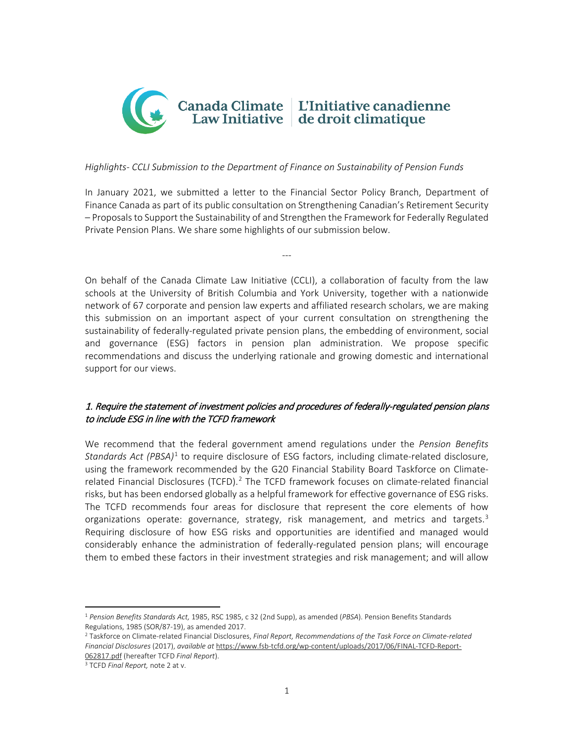Canada Climate Law Initiative | L'Initiative canadienne de droit climatique

*Highlights- CCLI Submission to the Department of Finance on Sustainability of Pension Funds*

In January 2021, we submitted a letter to the Financial Sector Policy Branch, Department of Finance Canada as part of its public consultation on Strengthening Canadian's Retirement Security – Proposals to Support the Sustainability of and Strengthen the Framework for Federally Regulated Private Pension Plans. We share some highlights of our submission below.

---

On behalf of the Canada Climate Law Initiative (CCLI), a collaboration of faculty from the law schools at the University of British Columbia and York University, together with a nationwide network of 67 corporate and pension law experts and affiliated research scholars, we are making this submission on an important aspect of your current consultation on strengthening the sustainability of federally-regulated private pension plans, the embedding of environment, social and governance (ESG) factors in pension plan administration. We propose specific recommendations and discuss the underlying rationale and growing domestic and international support for our views.

## *1. Require the statement of investment policies and procedures of federally-regulated pension plans to include ESG in line with the TCFD framework*

We recommend that the federal government amend regulations under the *Pension Benefits Standards Act (PBSA)*[1] to require disclosure of ESG factors, including climate-related disclosure, using the framework recommended by the G20 Financial Stability Board Taskforce on Climate-related Financial Disclosures (TCFD).[2] The TCFD framework focuses on climate-related financial risks, but has been endorsed globally as a helpful framework for effective governance of ESG risks. The TCFD recommends four areas for disclosure that represent the core elements of how organizations operate: governance, strategy, risk management, and metrics and targets.[3] Requiring disclosure of how ESG risks and opportunities are identified and managed would considerably enhance the administration of federally-regulated pension plans; will encourage them to embed these factors in their investment strategies and risk management; and will allow

---

[1] *Pension Benefits Standards Act,* 1985, RSC 1985, c 32 (2nd Supp), as amended (*PBSA*). Pension Benefits Standards Regulations, 1985 (SOR/87-19), as amended 2017.

[2] Taskforce on Climate-related Financial Disclosures, *Final Report, Recommendations of the Task Force on Climate-related Financial Disclosures* (2017), *available at* https://www.fsb-tcfd.org/wp-content/uploads/2017/06/FINAL-TCFD-Report-062817.pdf (hereafter TCFD *Final Report*).

[3] TCFD *Final Report,* note 2 at v.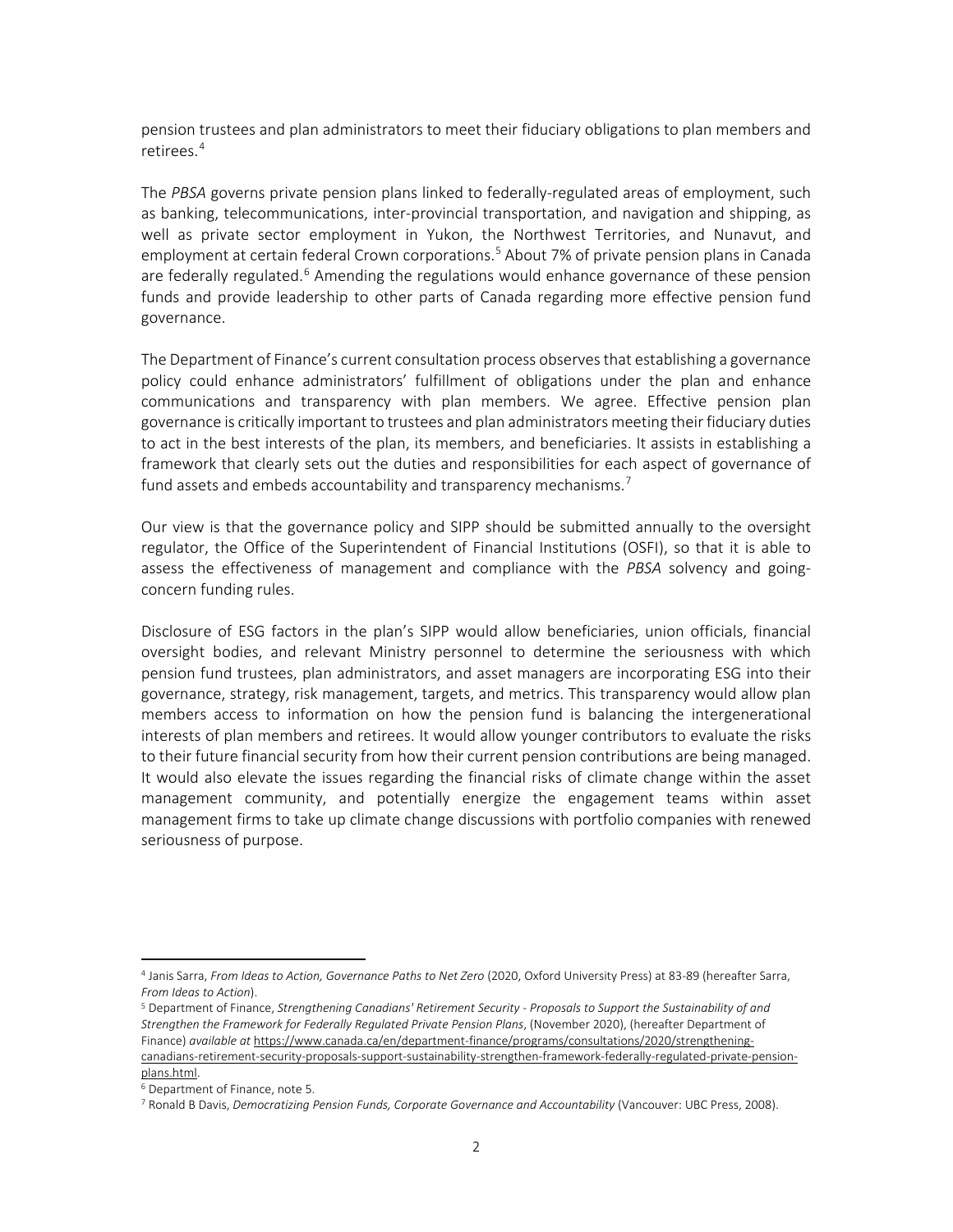pension trustees and plan administrators to meet their fiduciary obligations to plan members and retirees.[4]

The *PBSA* governs private pension plans linked to federally-regulated areas of employment, such as banking, telecommunications, inter-provincial transportation, and navigation and shipping, as well as private sector employment in Yukon, the Northwest Territories, and Nunavut, and employment at certain federal Crown corporations.[5] About 7% of private pension plans in Canada are federally regulated.[6] Amending the regulations would enhance governance of these pension funds and provide leadership to other parts of Canada regarding more effective pension fund governance.

The Department of Finance's current consultation process observes that establishing a governance policy could enhance administrators' fulfillment of obligations under the plan and enhance communications and transparency with plan members. We agree. Effective pension plan governance is critically important to trustees and plan administrators meeting their fiduciary duties to act in the best interests of the plan, its members, and beneficiaries. It assists in establishing a framework that clearly sets out the duties and responsibilities for each aspect of governance of fund assets and embeds accountability and transparency mechanisms.[7]

Our view is that the governance policy and SIPP should be submitted annually to the oversight regulator, the Office of the Superintendent of Financial Institutions (OSFI), so that it is able to assess the effectiveness of management and compliance with the *PBSA* solvency and going-concern funding rules.

Disclosure of ESG factors in the plan's SIPP would allow beneficiaries, union officials, financial oversight bodies, and relevant Ministry personnel to determine the seriousness with which pension fund trustees, plan administrators, and asset managers are incorporating ESG into their governance, strategy, risk management, targets, and metrics. This transparency would allow plan members access to information on how the pension fund is balancing the intergenerational interests of plan members and retirees. It would allow younger contributors to evaluate the risks to their future financial security from how their current pension contributions are being managed. It would also elevate the issues regarding the financial risks of climate change within the asset management community, and potentially energize the engagement teams within asset management firms to take up climate change discussions with portfolio companies with renewed seriousness of purpose.

---

[4] Janis Sarra, *From Ideas to Action, Governance Paths to Net Zero* (2020, Oxford University Press) at 83-89 (hereafter Sarra, *From Ideas to Action*).

[5] Department of Finance, *Strengthening Canadians' Retirement Security - Proposals to Support the Sustainability of and Strengthen the Framework for Federally Regulated Private Pension Plans*, (November 2020), (hereafter Department of Finance) *available at* https://www.canada.ca/en/department-finance/programs/consultations/2020/strengthening-canadians-retirement-security-proposals-support-sustainability-strengthen-framework-federally-regulated-private-pension-plans.html.

[6] Department of Finance, note 5.

[7] Ronald B Davis, *Democratizing Pension Funds, Corporate Governance and Accountability* (Vancouver: UBC Press, 2008).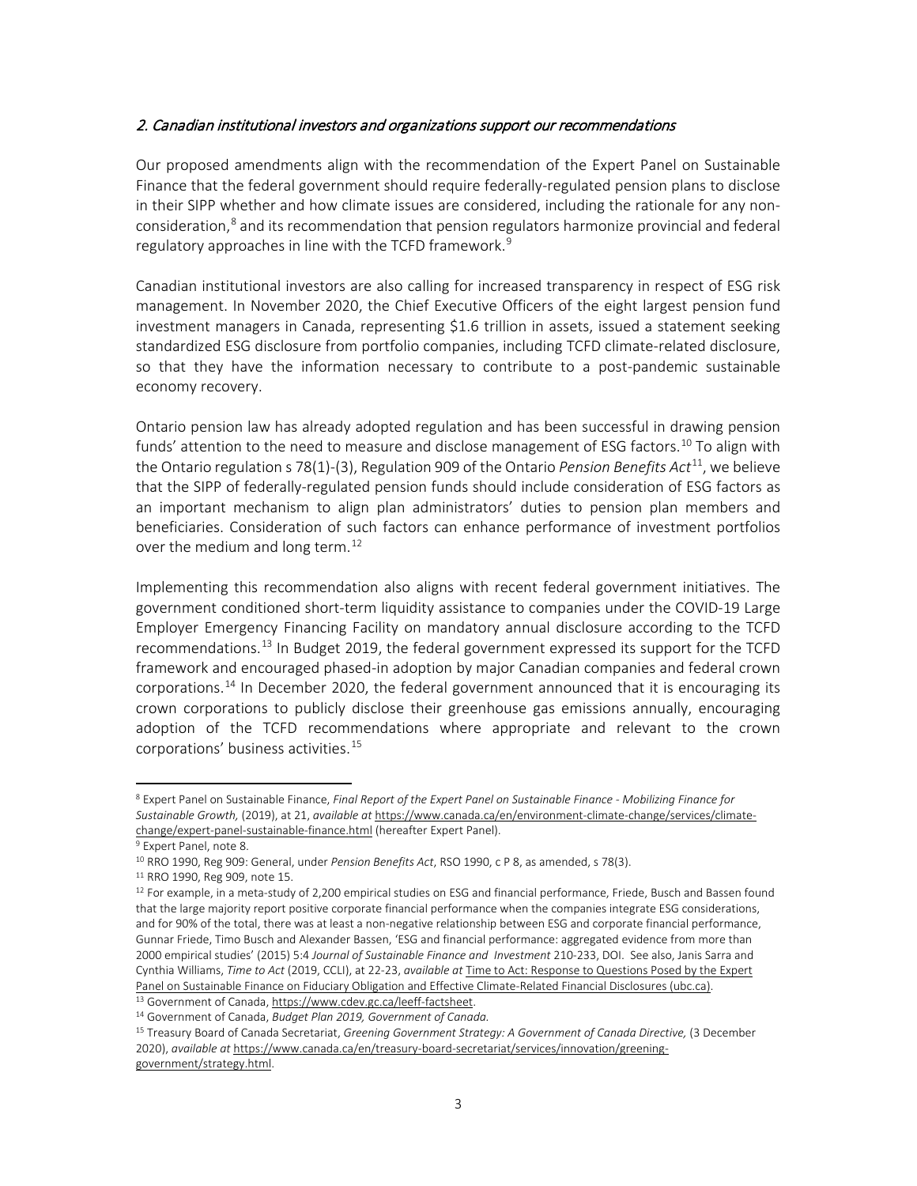*2. Canadian institutional investors and organizations support our recommendations*

Our proposed amendments align with the recommendation of the Expert Panel on Sustainable Finance that the federal government should require federally-regulated pension plans to disclose in their SIPP whether and how climate issues are considered, including the rationale for any non-consideration,[8] and its recommendation that pension regulators harmonize provincial and federal regulatory approaches in line with the TCFD framework.[9]

Canadian institutional investors are also calling for increased transparency in respect of ESG risk management. In November 2020, the Chief Executive Officers of the eight largest pension fund investment managers in Canada, representing $1.6 trillion in assets, issued a statement seeking standardized ESG disclosure from portfolio companies, including TCFD climate-related disclosure, so that they have the information necessary to contribute to a post-pandemic sustainable economy recovery.

Ontario pension law has already adopted regulation and has been successful in drawing pension funds' attention to the need to measure and disclose management of ESG factors.[10] To align with the Ontario regulation s 78(1)-(3), Regulation 909 of the Ontario *Pension Benefits Act*[11], we believe that the SIPP of federally-regulated pension funds should include consideration of ESG factors as an important mechanism to align plan administrators' duties to pension plan members and beneficiaries. Consideration of such factors can enhance performance of investment portfolios over the medium and long term.[12]

Implementing this recommendation also aligns with recent federal government initiatives. The government conditioned short-term liquidity assistance to companies under the COVID-19 Large Employer Emergency Financing Facility on mandatory annual disclosure according to the TCFD recommendations.[13] In Budget 2019, the federal government expressed its support for the TCFD framework and encouraged phased-in adoption by major Canadian companies and federal crown corporations.[14] In December 2020, the federal government announced that it is encouraging its crown corporations to publicly disclose their greenhouse gas emissions annually, encouraging adoption of the TCFD recommendations where appropriate and relevant to the crown corporations' business activities.[15]

---

[8] Expert Panel on Sustainable Finance, *Final Report of the Expert Panel on Sustainable Finance - Mobilizing Finance for Sustainable Growth,* (2019), at 21, *available at* https://www.canada.ca/en/environment-climate-change/services/climate-change/expert-panel-sustainable-finance.html (hereafter Expert Panel).

[9] Expert Panel, note 8.

[10] RRO 1990, Reg 909: General, under *Pension Benefits Act*, RSO 1990, c P 8, as amended, s 78(3).

[11] RRO 1990, Reg 909, note 15.

[12] For example, in a meta-study of 2,200 empirical studies on ESG and financial performance, Friede, Busch and Bassen found that the large majority report positive corporate financial performance when the companies integrate ESG considerations, and for 90% of the total, there was at least a non-negative relationship between ESG and corporate financial performance, Gunnar Friede, Timo Busch and Alexander Bassen, 'ESG and financial performance: aggregated evidence from more than 2000 empirical studies' (2015) 5:4 *Journal of Sustainable Finance and Investment* 210-233, DOI. See also, Janis Sarra and Cynthia Williams, *Time to Act* (2019, CCLI), at 22-23, *available at* Time to Act: Response to Questions Posed by the Expert Panel on Sustainable Finance on Fiduciary Obligation and Effective Climate-Related Financial Disclosures (ubc.ca).

[13] Government of Canada, https://www.cdev.gc.ca/leeff-factsheet.

[14] Government of Canada, *Budget Plan 2019, Government of Canada.*

[15] Treasury Board of Canada Secretariat, *Greening Government Strategy: A Government of Canada Directive,* (3 December 2020), *available at* https://www.canada.ca/en/treasury-board-secretariat/services/innovation/greening-government/strategy.html.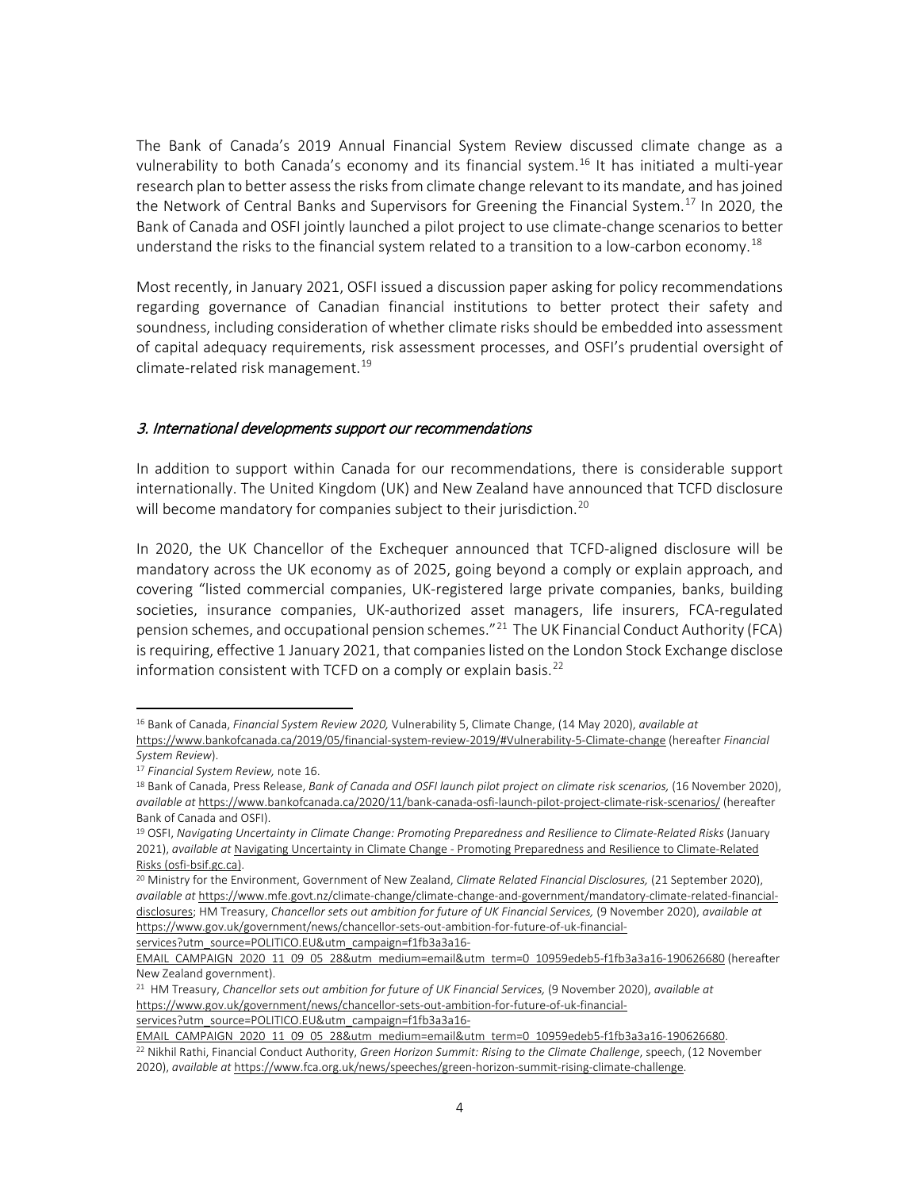The Bank of Canada's 2019 Annual Financial System Review discussed climate change as a vulnerability to both Canada's economy and its financial system.[16] It has initiated a multi-year research plan to better assess the risks from climate change relevant to its mandate, and has joined the Network of Central Banks and Supervisors for Greening the Financial System.[17] In 2020, the Bank of Canada and OSFI jointly launched a pilot project to use climate-change scenarios to better understand the risks to the financial system related to a transition to a low-carbon economy.[18]

Most recently, in January 2021, OSFI issued a discussion paper asking for policy recommendations regarding governance of Canadian financial institutions to better protect their safety and soundness, including consideration of whether climate risks should be embedded into assessment of capital adequacy requirements, risk assessment processes, and OSFI's prudential oversight of climate-related risk management.[19]

### *3. International developments support our recommendations*

In addition to support within Canada for our recommendations, there is considerable support internationally. The United Kingdom (UK) and New Zealand have announced that TCFD disclosure will become mandatory for companies subject to their jurisdiction.[20]

In 2020, the UK Chancellor of the Exchequer announced that TCFD-aligned disclosure will be mandatory across the UK economy as of 2025, going beyond a comply or explain approach, and covering "listed commercial companies, UK-registered large private companies, banks, building societies, insurance companies, UK-authorized asset managers, life insurers, FCA-regulated pension schemes, and occupational pension schemes."[21] The UK Financial Conduct Authority (FCA) is requiring, effective 1 January 2021, that companies listed on the London Stock Exchange disclose information consistent with TCFD on a comply or explain basis.[22]

---

[16] Bank of Canada, *Financial System Review 2020,* Vulnerability 5, Climate Change, (14 May 2020), *available at* https://www.bankofcanada.ca/2019/05/financial-system-review-2019/#Vulnerability-5-Climate-change (hereafter *Financial System Review*).

[17] *Financial System Review,* note 16.

[18] Bank of Canada, Press Release, *Bank of Canada and OSFI launch pilot project on climate risk scenarios,* (16 November 2020), *available at* https://www.bankofcanada.ca/2020/11/bank-canada-osfi-launch-pilot-project-climate-risk-scenarios/ (hereafter Bank of Canada and OSFI).

[19] OSFI, *Navigating Uncertainty in Climate Change: Promoting Preparedness and Resilience to Climate-Related Risks* (January 2021), *available at* Navigating Uncertainty in Climate Change - Promoting Preparedness and Resilience to Climate-Related Risks (osfi-bsif.gc.ca).

[20] Ministry for the Environment, Government of New Zealand, *Climate Related Financial Disclosures,* (21 September 2020), *available at* https://www.mfe.govt.nz/climate-change/climate-change-and-government/mandatory-climate-related-financial-disclosures; HM Treasury, *Chancellor sets out ambition for future of UK Financial Services,* (9 November 2020), *available at* https://www.gov.uk/government/news/chancellor-sets-out-ambition-for-future-of-uk-financial-services?utm_source=POLITICO.EU&utm_campaign=f1fb3a3a16-EMAIL_CAMPAIGN_2020_11_09_05_28&utm_medium=email&utm_term=0_10959edeb5-f1fb3a3a16-190626680 (hereafter New Zealand government).

[21] HM Treasury, *Chancellor sets out ambition for future of UK Financial Services,* (9 November 2020), *available at* https://www.gov.uk/government/news/chancellor-sets-out-ambition-for-future-of-uk-financial-services?utm_source=POLITICO.EU&utm_campaign=f1fb3a3a16-EMAIL_CAMPAIGN_2020_11_09_05_28&utm_medium=email&utm_term=0_10959edeb5-f1fb3a3a16-190626680.

[22] Nikhil Rathi, Financial Conduct Authority, *Green Horizon Summit: Rising to the Climate Challenge*, speech, (12 November 2020), *available at* https://www.fca.org.uk/news/speeches/green-horizon-summit-rising-climate-challenge.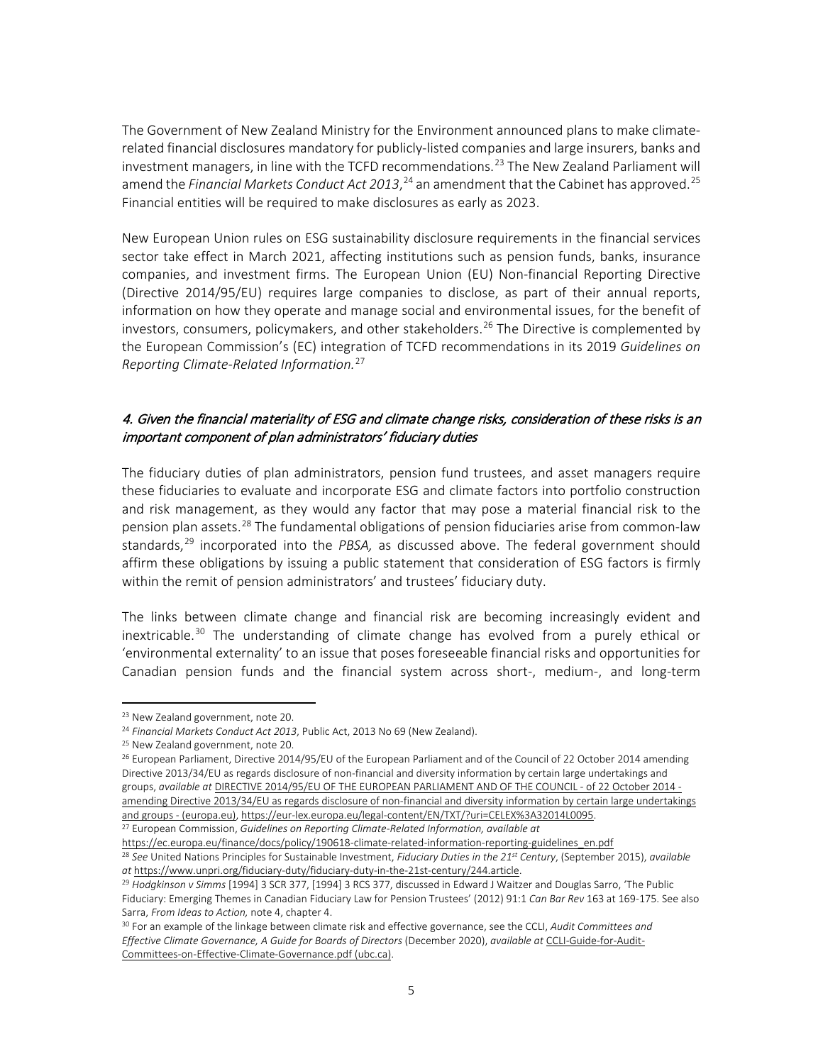The Government of New Zealand Ministry for the Environment announced plans to make climate-related financial disclosures mandatory for publicly-listed companies and large insurers, banks and investment managers, in line with the TCFD recommendations.[23] The New Zealand Parliament will amend the *Financial Markets Conduct Act 2013*,[24] an amendment that the Cabinet has approved.[25] Financial entities will be required to make disclosures as early as 2023.

New European Union rules on ESG sustainability disclosure requirements in the financial services sector take effect in March 2021, affecting institutions such as pension funds, banks, insurance companies, and investment firms. The European Union (EU) Non-financial Reporting Directive (Directive 2014/95/EU) requires large companies to disclose, as part of their annual reports, information on how they operate and manage social and environmental issues, for the benefit of investors, consumers, policymakers, and other stakeholders.[26] The Directive is complemented by the European Commission's (EC) integration of TCFD recommendations in its 2019 *Guidelines on Reporting Climate-Related Information.*[27]

### *4. Given the financial materiality of ESG and climate change risks, consideration of these risks is an important component of plan administrators' fiduciary duties*

The fiduciary duties of plan administrators, pension fund trustees, and asset managers require these fiduciaries to evaluate and incorporate ESG and climate factors into portfolio construction and risk management, as they would any factor that may pose a material financial risk to the pension plan assets.[28] The fundamental obligations of pension fiduciaries arise from common-law standards,[29] incorporated into the *PBSA,* as discussed above. The federal government should affirm these obligations by issuing a public statement that consideration of ESG factors is firmly within the remit of pension administrators' and trustees' fiduciary duty.

The links between climate change and financial risk are becoming increasingly evident and inextricable.[30] The understanding of climate change has evolved from a purely ethical or 'environmental externality' to an issue that poses foreseeable financial risks and opportunities for Canadian pension funds and the financial system across short-, medium-, and long-term

---

[23] New Zealand government, note 20.

[24] *Financial Markets Conduct Act 2013*, Public Act, 2013 No 69 (New Zealand).

[25] New Zealand government, note 20.

[26] European Parliament, Directive 2014/95/EU of the European Parliament and of the Council of 22 October 2014 amending Directive 2013/34/EU as regards disclosure of non-financial and diversity information by certain large undertakings and groups, *available at* DIRECTIVE 2014/95/EU OF THE EUROPEAN PARLIAMENT AND OF THE COUNCIL - of 22 October 2014 - amending Directive 2013/34/EU as regards disclosure of non-financial and diversity information by certain large undertakings and groups - (europa.eu), https://eur-lex.europa.eu/legal-content/EN/TXT/?uri=CELEX%3A32014L0095.

[27] European Commission, *Guidelines on Reporting Climate-Related Information, available at* https://ec.europa.eu/finance/docs/policy/190618-climate-related-information-reporting-guidelines_en.pdf

[28] *See* United Nations Principles for Sustainable Investment, *Fiduciary Duties in the 21st Century*, (September 2015), *available at* https://www.unpri.org/fiduciary-duty/fiduciary-duty-in-the-21st-century/244.article.

[29] *Hodgkinson v Simms* [1994] 3 SCR 377, [1994] 3 RCS 377, discussed in Edward J Waitzer and Douglas Sarro, 'The Public Fiduciary: Emerging Themes in Canadian Fiduciary Law for Pension Trustees' (2012) 91:1 *Can Bar Rev* 163 at 169-175. See also Sarra, *From Ideas to Action,* note 4, chapter 4.

[30] For an example of the linkage between climate risk and effective governance, see the CCLI, *Audit Committees and Effective Climate Governance, A Guide for Boards of Directors* (December 2020), *available at* CCLI-Guide-for-Audit-Committees-on-Effective-Climate-Governance.pdf (ubc.ca).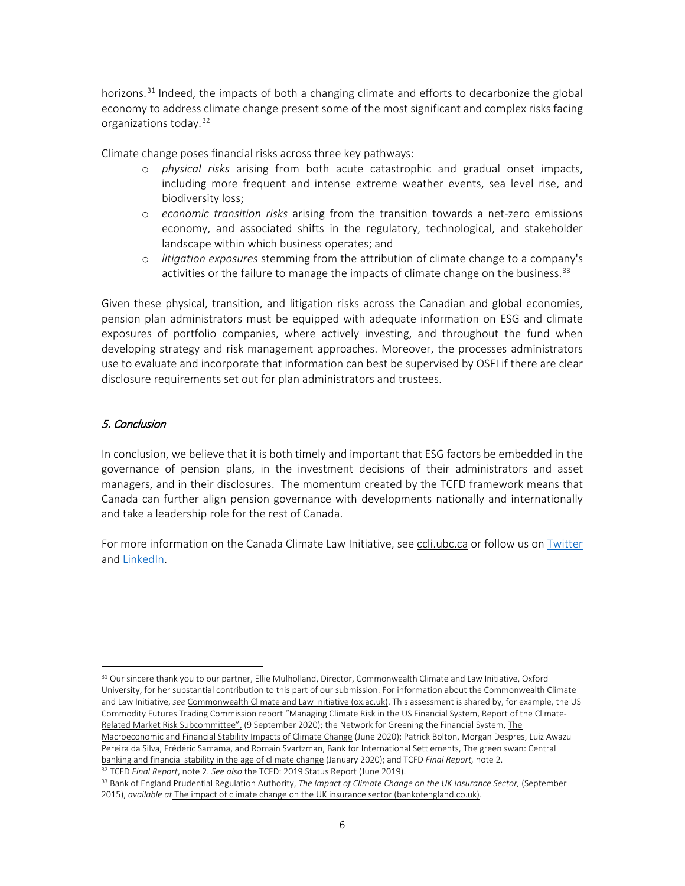horizons.[31] Indeed, the impacts of both a changing climate and efforts to decarbonize the global economy to address climate change present some of the most significant and complex risks facing organizations today.[32]

Climate change poses financial risks across three key pathways:

- *physical risks* arising from both acute catastrophic and gradual onset impacts, including more frequent and intense extreme weather events, sea level rise, and biodiversity loss;
- *economic transition risks* arising from the transition towards a net-zero emissions economy, and associated shifts in the regulatory, technological, and stakeholder landscape within which business operates; and
- *litigation exposures* stemming from the attribution of climate change to a company's activities or the failure to manage the impacts of climate change on the business.[33]

Given these physical, transition, and litigation risks across the Canadian and global economies, pension plan administrators must be equipped with adequate information on ESG and climate exposures of portfolio companies, where actively investing, and throughout the fund when developing strategy and risk management approaches. Moreover, the processes administrators use to evaluate and incorporate that information can best be supervised by OSFI if there are clear disclosure requirements set out for plan administrators and trustees.

## *5. Conclusion*

In conclusion, we believe that it is both timely and important that ESG factors be embedded in the governance of pension plans, in the investment decisions of their administrators and asset managers, and in their disclosures. The momentum created by the TCFD framework means that Canada can further align pension governance with developments nationally and internationally and take a leadership role for the rest of Canada.

For more information on the Canada Climate Law Initiative, see ccli.ubc.ca or follow us on Twitter and LinkedIn.

---

[31] Our sincere thank you to our partner, Ellie Mulholland, Director, Commonwealth Climate and Law Initiative, Oxford University, for her substantial contribution to this part of our submission. For information about the Commonwealth Climate and Law Initiative, *see* Commonwealth Climate and Law Initiative (ox.ac.uk). This assessment is shared by, for example, the US Commodity Futures Trading Commission report "Managing Climate Risk in the US Financial System, Report of the Climate-Related Market Risk Subcommittee", (9 September 2020); the Network for Greening the Financial System, The Macroeconomic and Financial Stability Impacts of Climate Change (June 2020); Patrick Bolton, Morgan Despres, Luiz Awazu Pereira da Silva, Frédéric Samama, and Romain Svartzman, Bank for International Settlements, The green swan: Central banking and financial stability in the age of climate change (January 2020); and TCFD *Final Report,* note 2.

[32] TCFD *Final Report*, note 2. *See also* the TCFD: 2019 Status Report (June 2019).

[33] Bank of England Prudential Regulation Authority, *The Impact of Climate Change on the UK Insurance Sector,* (September 2015), *available at* The impact of climate change on the UK insurance sector (bankofengland.co.uk).